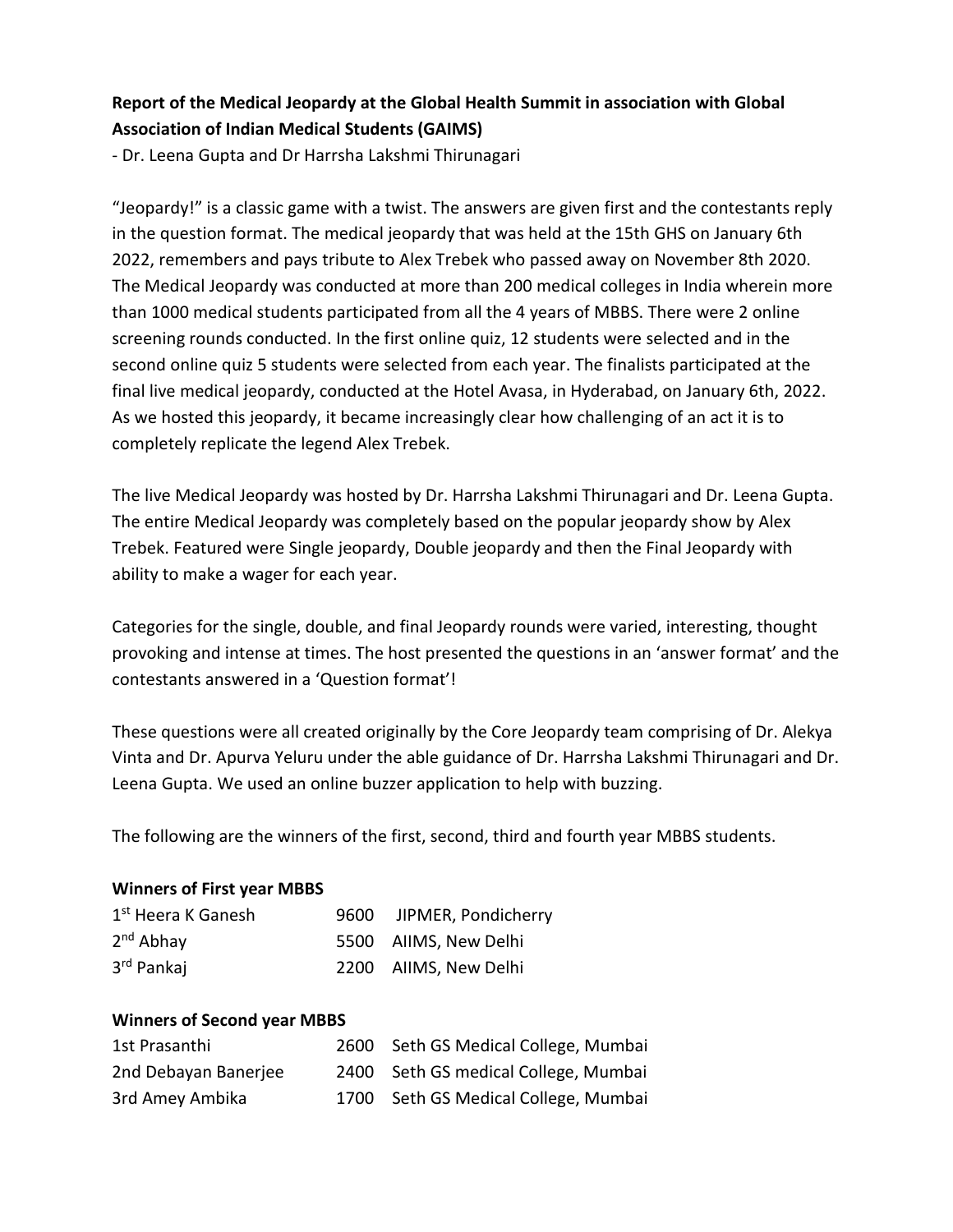**Report of the Medical Jeopardy at the Global Health Summit in association with Global Association of Indian Medical Students (GAIMS)**

- Dr. Leena Gupta and Dr Harrsha Lakshmi Thirunagari

"Jeopardy!" is a classic game with a twist. The answers are given first and the contestants reply in the question format. The medical jeopardy that was held at the 15th GHS on January 6th 2022, remembers and pays tribute to Alex Trebek who passed away on November 8th 2020. The Medical Jeopardy was conducted at more than 200 medical colleges in India wherein more than 1000 medical students participated from all the 4 years of MBBS. There were 2 online screening rounds conducted. In the first online quiz, 12 students were selected and in the second online quiz 5 students were selected from each year. The finalists participated at the final live medical jeopardy, conducted at the Hotel Avasa, in Hyderabad, on January 6th, 2022. As we hosted this jeopardy, it became increasingly clear how challenging of an act it is to completely replicate the legend Alex Trebek.

The live Medical Jeopardy was hosted by Dr. Harrsha Lakshmi Thirunagari and Dr. Leena Gupta. The entire Medical Jeopardy was completely based on the popular jeopardy show by Alex Trebek. Featured were Single jeopardy, Double jeopardy and then the Final Jeopardy with ability to make a wager for each year.

Categories for the single, double, and final Jeopardy rounds were varied, interesting, thought provoking and intense at times. The host presented the questions in an 'answer format' and the contestants answered in a 'Question format'!

These questions were all created originally by the Core Jeopardy team comprising of Dr. Alekya Vinta and Dr. Apurva Yeluru under the able guidance of Dr. Harrsha Lakshmi Thirunagari and Dr. Leena Gupta. We used an online buzzer application to help with buzzing.

The following are the winners of the first, second, third and fourth year MBBS students.

**Winners of First year MBBS**

| | | |
|---|---|---|
| 1st Heera K Ganesh | 9600 | JIPMER, Pondicherry |
| 2nd Abhay | 5500 | AIIMS, New Delhi |
| 3rd Pankaj | 2200 | AIIMS, New Delhi |

**Winners of Second year MBBS**

| | | |
|---|---|---|
| 1st Prasanthi | 2600 | Seth GS Medical College, Mumbai |
| 2nd Debayan Banerjee | 2400 | Seth GS medical College, Mumbai |
| 3rd Amey Ambika | 1700 | Seth GS Medical College, Mumbai |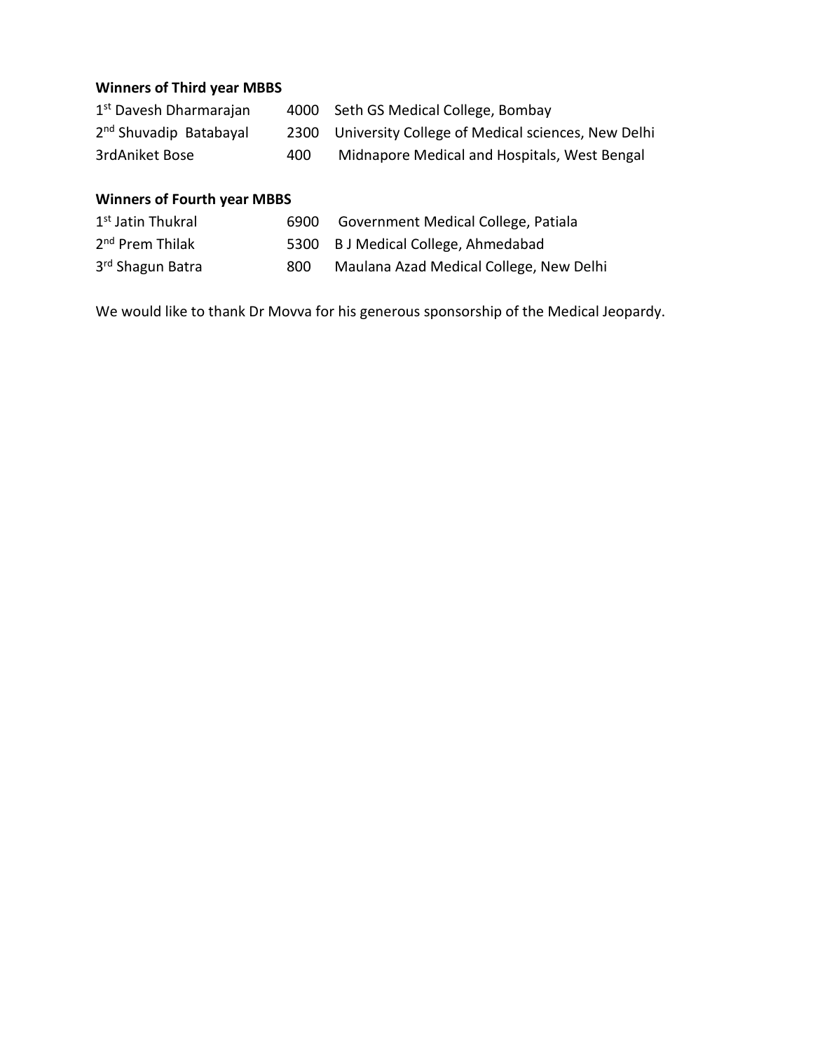**Winners of Third year MBBS**

| | | |
|---|---|---|
| 1st Davesh Dharmarajan | 4000 | Seth GS Medical College, Bombay |
| 2nd Shuvadip Batabayal | 2300 | University College of Medical sciences, New Delhi |
| 3rdAniket Bose | 400 | Midnapore Medical and Hospitals, West Bengal |

**Winners of Fourth year MBBS**

| | | |
|---|---|---|
| 1st Jatin Thukral | 6900 | Government Medical College, Patiala |
| 2nd Prem Thilak | 5300 | B J Medical College, Ahmedabad |
| 3rd Shagun Batra | 800 | Maulana Azad Medical College, New Delhi |

We would like to thank Dr Movva for his generous sponsorship of the Medical Jeopardy.